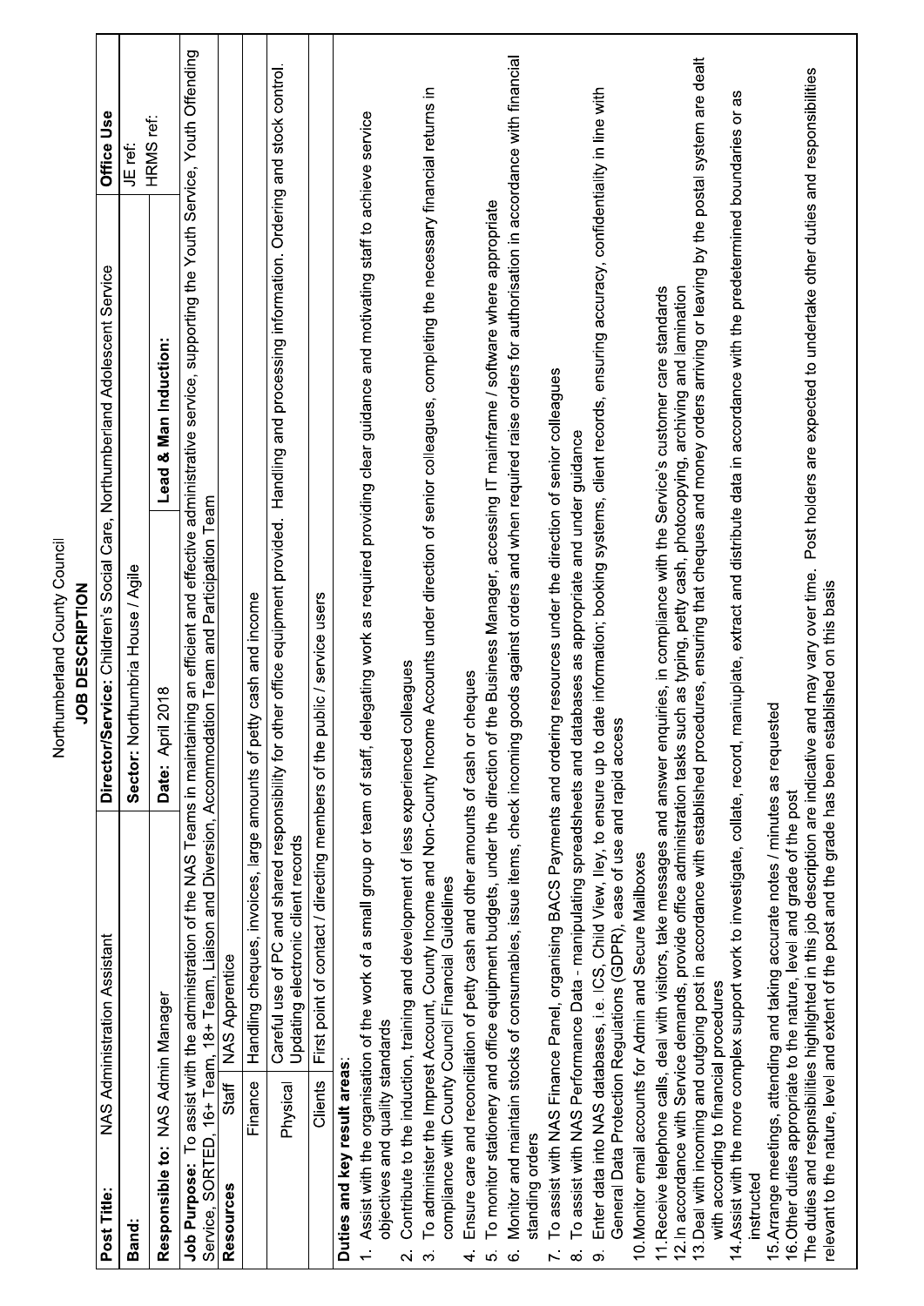Northumberland County Council

**JOB DESCRIPTION**

| Post Title: NAS Administration Assistant | | Director/Service: Children's Social Care, Northumberland Adolescent Service | | Office Use |
|---|---|---|---|---|
| **Band:** | | **Sector:** Northumbria House / Agile | | JE ref: |
| **Responsible to:** NAS Admin Manager | | **Date:** April 2018 | **Lead & Man Induction:** | HRMS ref: |

**Job Purpose:** To assist with the administration of the NAS Teams in maintaining an efficient and effective administrative service, supporting the Youth Service, Youth Offending Service, SORTED, 16+ Team, 18+ Team, Liaison and Diversion, Accommodation Team and Participation Team

| **Resources** | |
|---|---|
| Staff | NAS Apprentice |
| Finance | Handling cheques, invoices, large amounts of petty cash and income |
| Physical | Careful use of PC and shared responsibility for other office equipment provided. Handling and processing information. Ordering and stock control. Updating electronic client records |
| Clients | First point of contact / directing members of the public / service users |

**Duties and key result areas:**

1. Assist with the organisation of the work of a small group or team of staff, delegating work as required providing clear guidance and motivating staff to achieve service objectives and quality standards
2. Contribute to the induction, training and development of less experienced colleagues
3. To administer the Imprest Account, County Income and Non-County Income Accounts under direction of senior colleagues, completing the necessary financial returns in compliance with County Council Financial Guidelines
4. Ensure care and reconciliation of petty cash and other amounts of cash or cheques
5. To monitor stationery and office equipment budgets, under the direction of the Business Manager, accessing IT mainframe / software where appropriate
6. Monitor and maintain stocks of consumables, issue items, check incoming goods against orders and when required raise orders for authorisation in accordance with financial standing orders
7. To assist with NAS Finance Panel, organising BACS Payments and ordering resources under the direction of senior colleagues
8. To assist with NAS Performance Data - manipulating spreadsheets and databases as appropriate and under guidance
9. Enter data into NAS databases, i.e. ICS, Child View, Iley, to ensure up to date information; booking systems, client records, ensuring accuracy, confidentiality in line with General Data Protection Regulations (GDPR), ease of use and rapid access
10. Monitor email accounts for Admin and Secure Mailboxes
11. Receive telephone calls, deal with visitors, take messages and answer enquiries, in compliance with the Service's customer care standards
12. In accordance with Service demands, provide office administration tasks such as typing, petty cash, photocopying, archiving and lamination
13. Deal with incoming and outgoing post in accordance with established procedures, ensuring that cheques and money orders arriving or leaving by the postal system are dealt with according to financial procedures
14. Assist with the more complex support work to investigate, collate, record, manipulate, extract and distribute data in accordance with the predetermined boundaries or as instructed
15. Arrange meetings, attending and taking accurate notes / minutes as requested
16. Other duties appropriate to the nature, level and grade of the post

The duties and respnsibilities highlighted in this job description are indicative and may vary over time. Post holders are expected to undertake other duties and responsibilities relevant to the nature, level and extent of the post and the grade has been established on this basis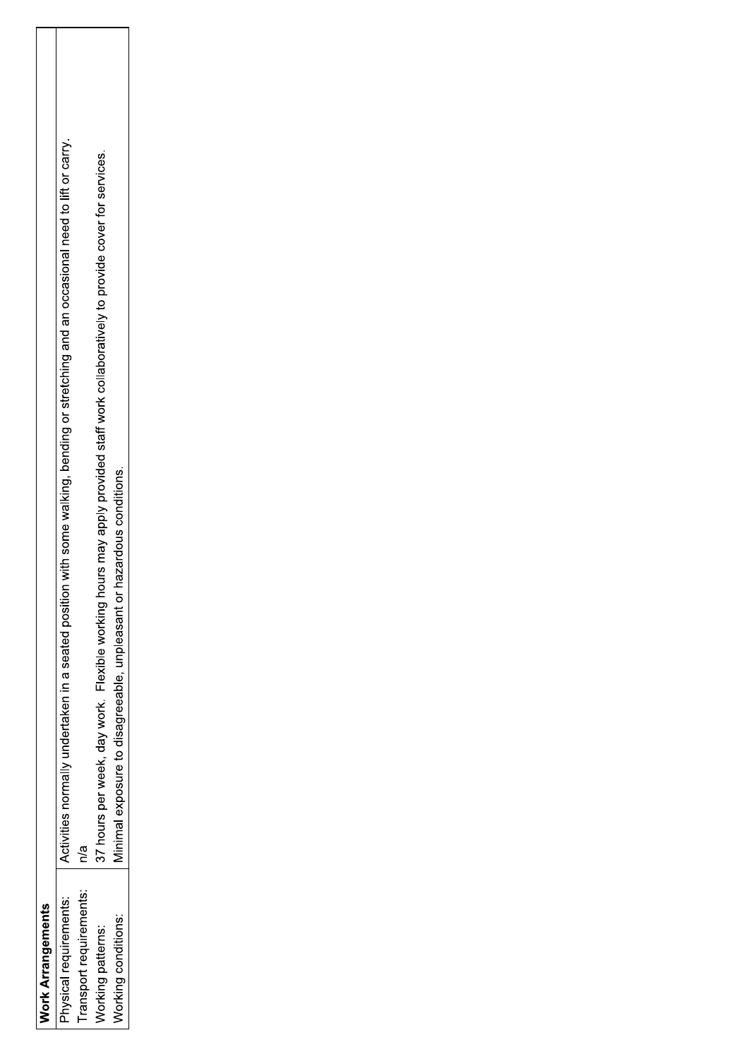| Work Arrangements | |
| --- | --- |
| Physical requirements: | Activities normally undertaken in a seated position with some walking, bending or stretching and an occasional need to lift or carry. |
| Transport requirements: | n/a |
| Working patterns: | 37 hours per week, day work. Flexible working hours may apply provided staff work collaboratively to provide cover for services. |
| Working conditions: | Minimal exposure to disagreeable, unpleasant or hazardous conditions. |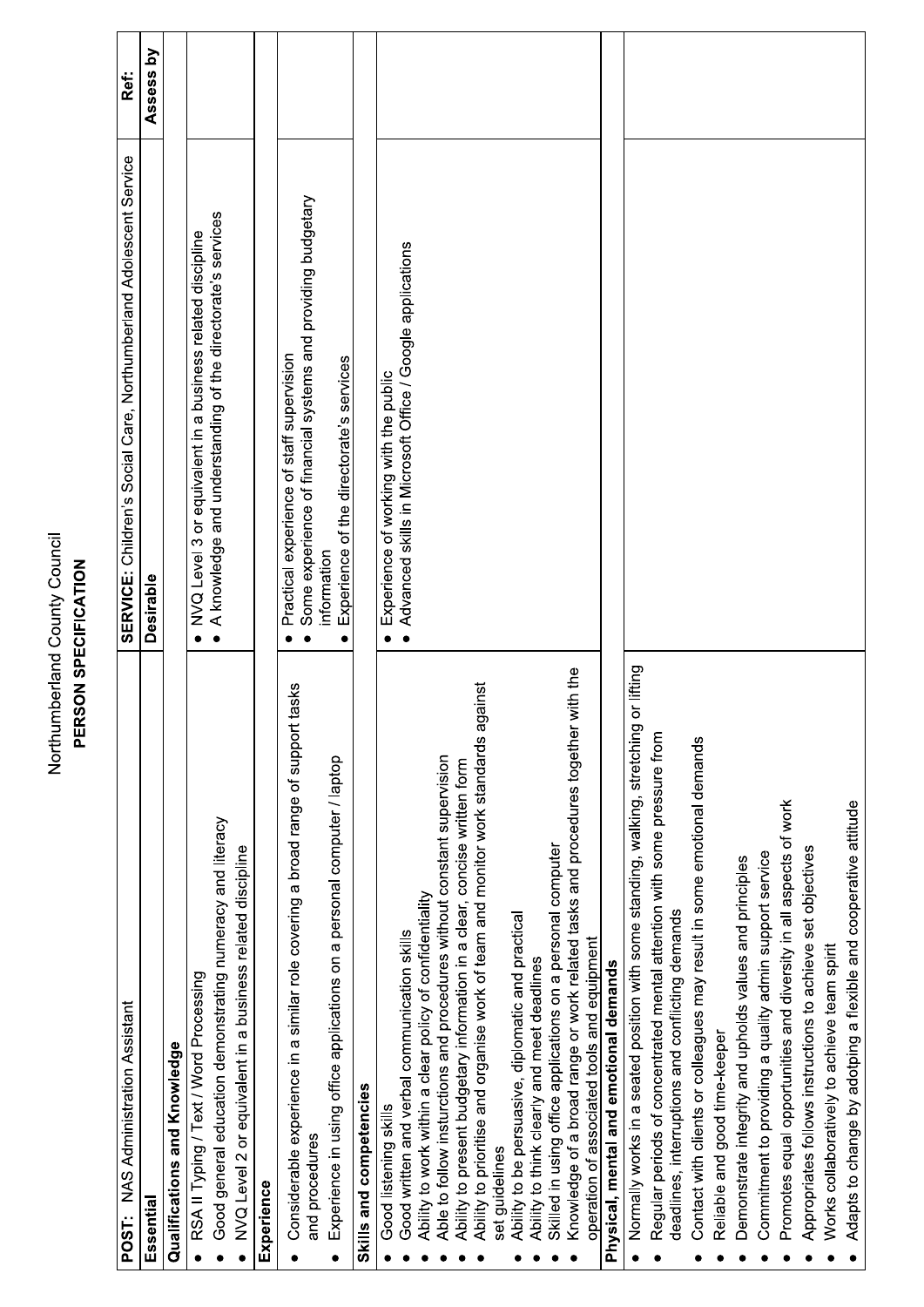Northumberland County Council

**PERSON SPECIFICATION**

| **POST:** NAS Administration Assistant | **SERVICE:** Children's Social Care, Northumberland Adolescent Service | **Ref:** |
|---|---|---|
| **Essential** | **Desirable** | **Assess by** |
| **Qualifications and Knowledge** | | |
| • RSA II Typing / Text / Word Processing<br>• Good general education demonstrating numeracy and literacy<br>• NVQ Level 2 or equivalent in a business related discipline | • NVQ Level 3 or equivalent in a business related discipline<br>• A knowledge and understanding of the directorate's services | |
| **Experience** | | |
| • Considerable experience in a similar role covering a broad range of support tasks and procedures<br>• Experience in using office applications on a personal computer / laptop | • Practical experience of staff supervision<br>• Some experience of financial systems and providing budgetary information<br>• Experience of the directorate's services | |
| **Skills and competencies** | | |
| • Good listening skills<br>• Good written and verbal communication skills<br>• Ability to work within a clear policy of confidentiality<br>• Able to follow insturctions and procedures without constant supervision<br>• Ability to present budgetary information in a clear, concise written form<br>• Ability to prioritise and organise work of team and monitor work standards against set guidelines<br>• Ability to be persuasive, diplomatic and practical<br>• Ability to think clearly and meet deadlines<br>• Skilled in using office applications on a personal computer<br>• Knowledge of a broad range or work related tasks and procedures together with the operation of associated tools and equipment | • Experience of working with the public<br>• Advanced skills in Microsoft Office / Google applications | |
| **Physical, mental and emotional demands** | | |
| • Normally works in a seated position with some standing, walking, stretching or lifting<br>• Regular periods of concentrated mental attention with some pressure from deadlines, interruptions and conflicting demands<br>• Contact with clients or colleagues may result in some emotional demands<br>• Reliable and good time-keeper<br>• Demonstrate integrity and upholds values and principles<br>• Commitment to providing a quality admin support service<br>• Promotes equal opportunities and diversity in all aspects of work<br>• Appropriates follows instructions to achieve set objectives<br>• Works collaboratively to achieve team spirit<br>• Adapts to change by adotping a flexible and cooperative attitude | | |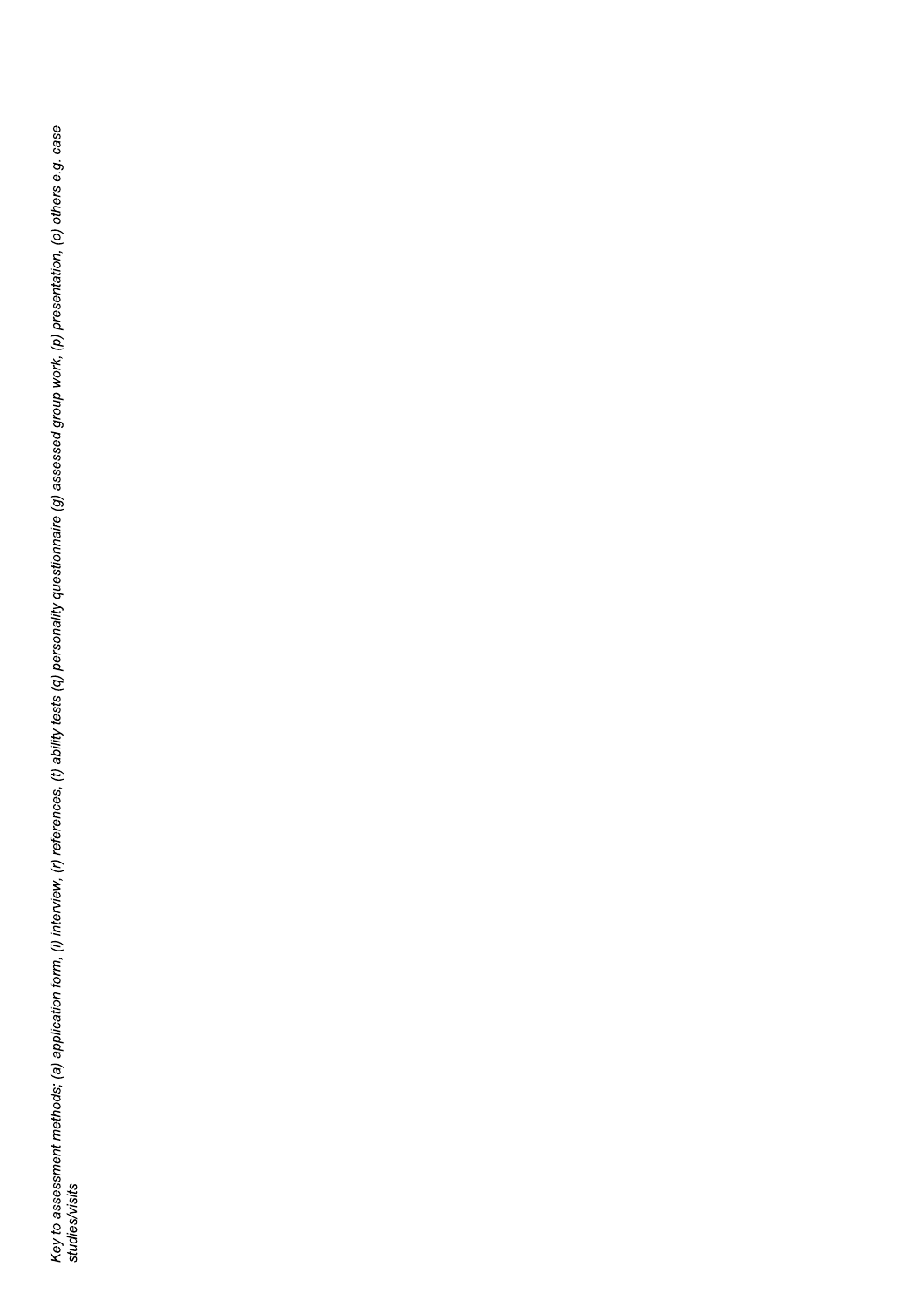*Key to assessment methods; (a) application form, (i) interview, (r) references, (t) ability tests (q) personality questionnaire (g) assessed group work, (p) presentation, (o) others e.g. case studies/visits*